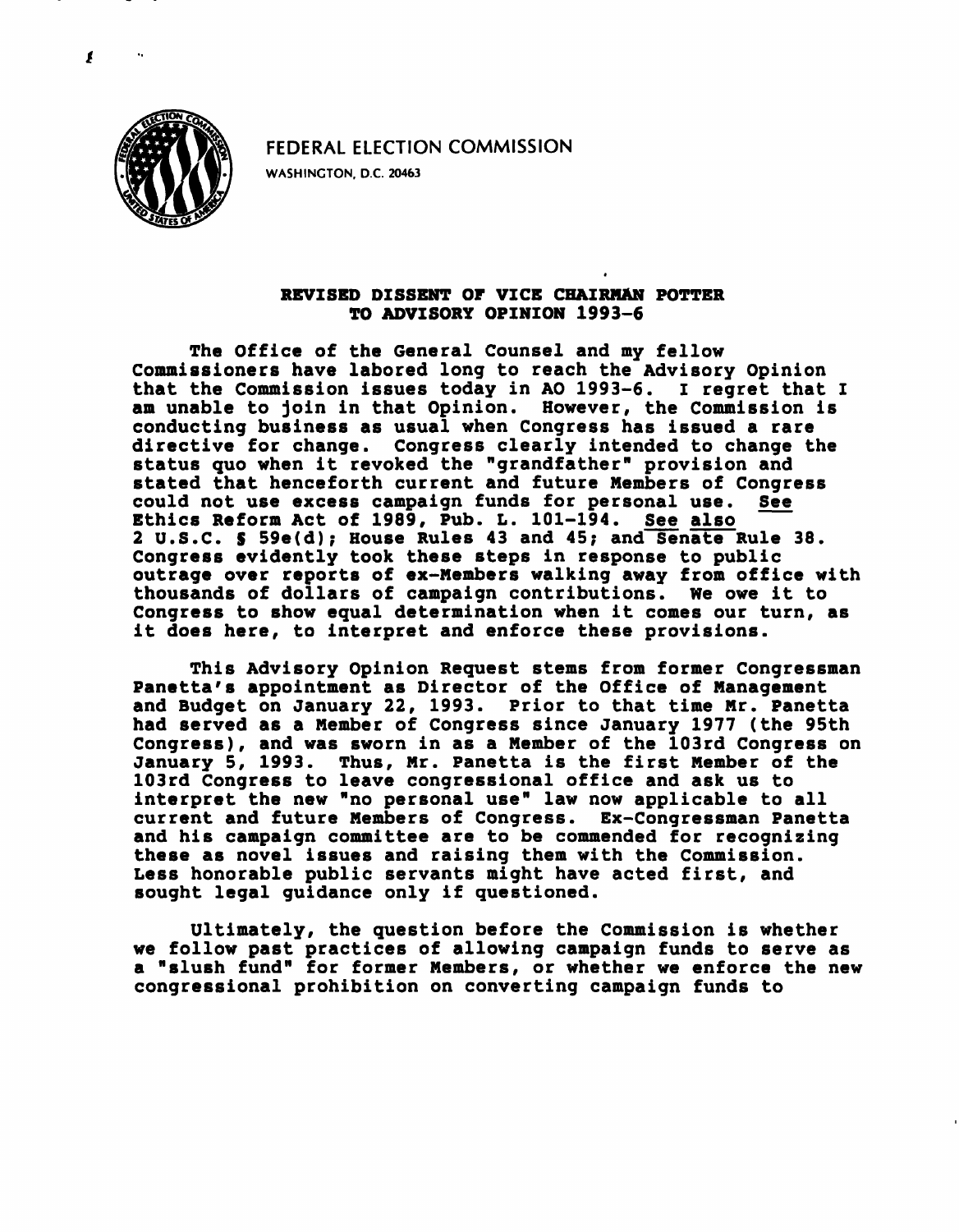FEDERAL ELECTION COMMISSION

WASHINGTON, D.C. 20463

## REVISED DISSENT OF VICE CHAIRMAN POTTER TO ADVISORY OPINION 1993-6

The Office of the General Counsel and my fellow Commissioners have labored long to reach the Advisory Opinion that the Commission issues today in AO 1993-6. I regret that I am unable to join in that Opinion. However, the Commission is conducting business as usual when Congress has issued a rare directive for change. Congress clearly intended to change the status quo when it revoked the "grandfather" provision and stated that henceforth current and future Members of Congress could not use excess campaign funds for personal use. See Ethics Reform Act of 1989, Pub. L. 101-194. See also 2 U.S.C. § 59e(d); House Rules 43 and 45; and Senate Rule 38. Congress evidently took these steps in response to public outrage over reports of ex-Members walking away from office with thousands of dollars of campaign contributions. We owe it to Congress to show equal determination when it comes our turn, as it does here, to interpret and enforce these provisions.

This Advisory Opinion Request stems from former Congressman Panetta's appointment as Director of the Office of Management and Budget on January 22, 1993. Prior to that time Mr. Panetta had served as a Member of Congress since January 1977 (the 95th Congress), and was sworn in as a Member of the 103rd Congress on January 5, 1993. Thus, Mr. Panetta is the first Member of the 103rd Congress to leave congressional office and ask us to interpret the new "no personal use" law now applicable to all current and future Members of Congress. Ex-Congressman Panetta and his campaign committee are to be commended for recognizing these as novel issues and raising them with the Commission. Less honorable public servants might have acted first, and sought legal guidance only if questioned.

Ultimately, the question before the Commission is whether we follow past practices of allowing campaign funds to serve as a "slush fund" for former Members, or whether we enforce the new congressional prohibition on converting campaign funds to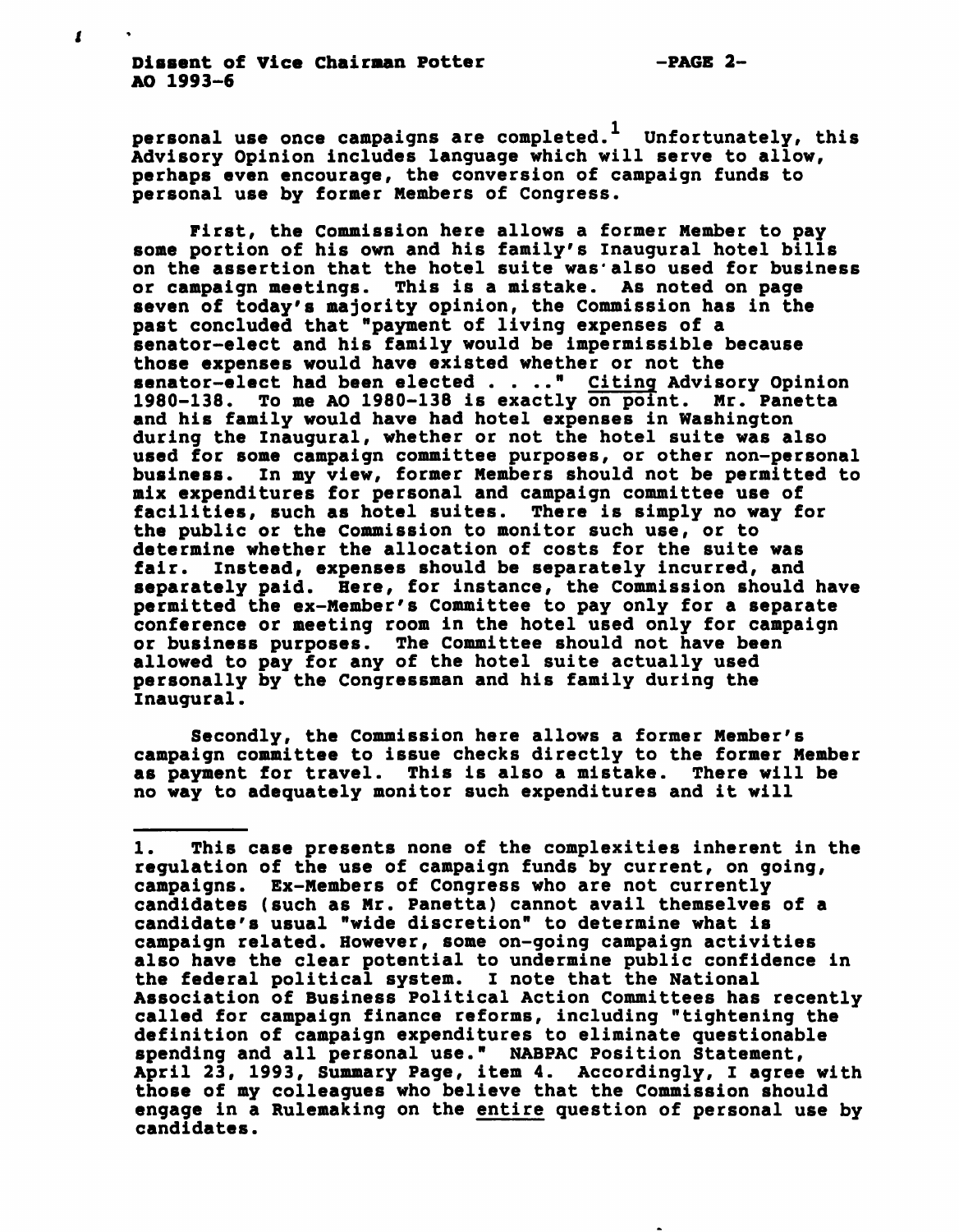personal use once campaigns are completed.[1] Unfortunately, this Advisory Opinion includes language which will serve to allow, perhaps even encourage, the conversion of campaign funds to personal use by former Members of Congress.

First, the Commission here allows a former Member to pay some portion of his own and his family's Inaugural hotel bills on the assertion that the hotel suite was also used for business or campaign meetings. This is a mistake. As noted on page seven of today's majority opinion, the Commission has in the past concluded that "payment of living expenses of a senator-elect and his family would be impermissible because those expenses would have existed whether or not the senator-elect had been elected . . . ." Citing Advisory Opinion 1980-138. To me AO 1980-138 is exactly on point. Mr. Panetta and his family would have had hotel expenses in Washington during the Inaugural, whether or not the hotel suite was also used for some campaign committee purposes, or other non-personal business. In my view, former Members should not be permitted to mix expenditures for personal and campaign committee use of facilities, such as hotel suites. There is simply no way for the public or the Commission to monitor such use, or to determine whether the allocation of costs for the suite was fair. Instead, expenses should be separately incurred, and separately paid. Here, for instance, the Commission should have permitted the ex-Member's Committee to pay only for a separate conference or meeting room in the hotel used only for campaign or business purposes. The Committee should not have been allowed to pay for any of the hotel suite actually used personally by the Congressman and his family during the Inaugural.

Secondly, the Commission here allows a former Member's campaign committee to issue checks directly to the former Member as payment for travel. This is also a mistake. There will be no way to adequately monitor such expenditures and it will

---

1. This case presents none of the complexities inherent in the regulation of the use of campaign funds by current, on going, campaigns. Ex-Members of Congress who are not currently candidates (such as Mr. Panetta) cannot avail themselves of a candidate's usual "wide discretion" to determine what is campaign related. However, some on-going campaign activities also have the clear potential to undermine public confidence in the federal political system. I note that the National Association of Business Political Action Committees has recently called for campaign finance reforms, including "tightening the definition of campaign expenditures to eliminate questionable spending and all personal use." NABPAC Position Statement, April 23, 1993, Summary Page, item 4. Accordingly, I agree with those of my colleagues who believe that the Commission should engage in a Rulemaking on the entire question of personal use by candidates.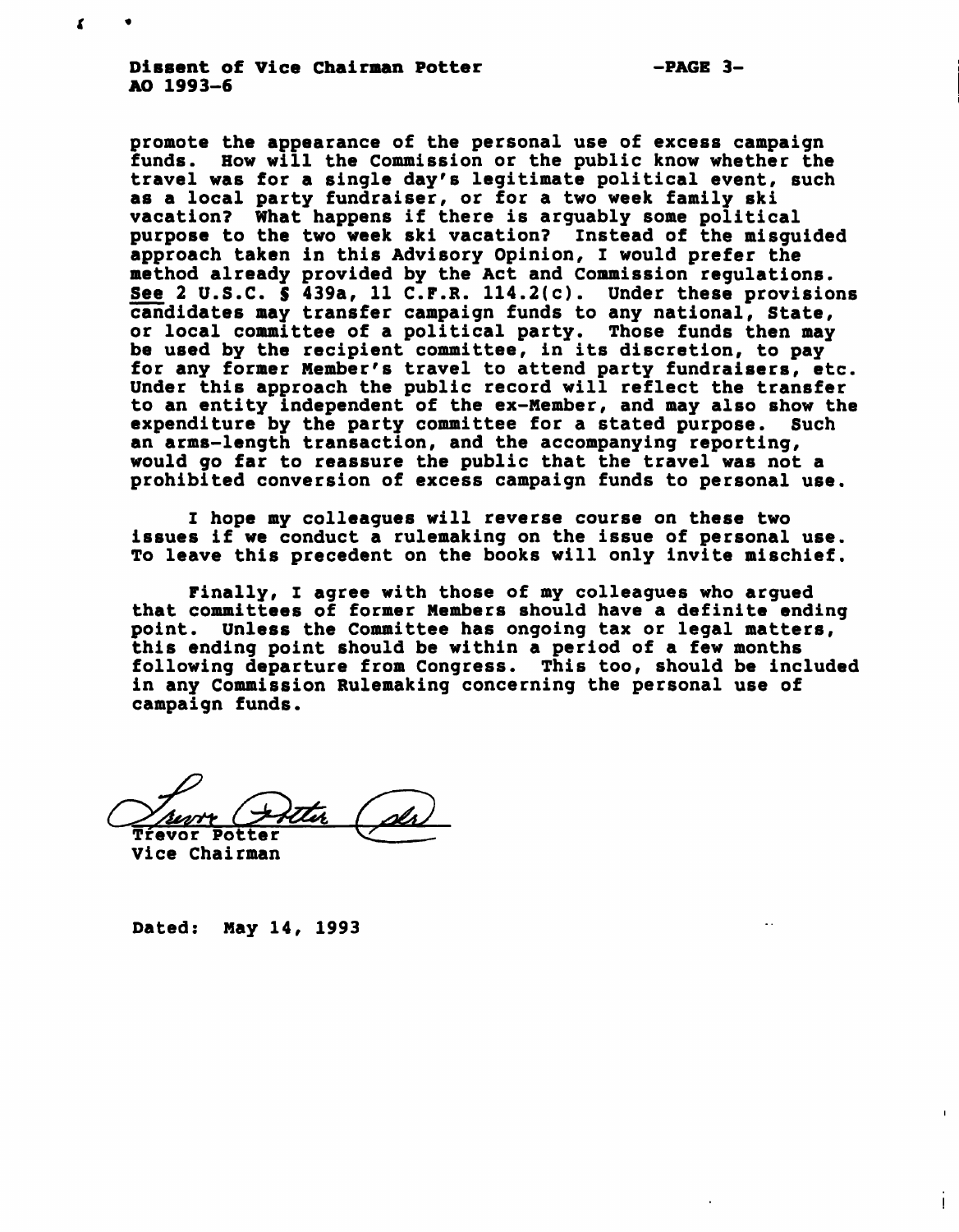promote the appearance of the personal use of excess campaign funds. How will the Commission or the public know whether the travel was for a single day's legitimate political event, such as a local party fundraiser, or for a two week family ski vacation? What happens if there is arguably some political purpose to the two week ski vacation? Instead of the misguided approach taken in this Advisory Opinion, I would prefer the method already provided by the Act and Commission regulations. *See* 2 U.S.C. § 439a, 11 C.F.R. 114.2(c). Under these provisions candidates may transfer campaign funds to any national, State, or local committee of a political party. Those funds then may be used by the recipient committee, in its discretion, to pay for any former Member's travel to attend party fundraisers, etc. Under this approach the public record will reflect the transfer to an entity independent of the ex-Member, and may also show the expenditure by the party committee for a stated purpose. Such an arms-length transaction, and the accompanying reporting, would go far to reassure the public that the travel was not a prohibited conversion of excess campaign funds to personal use.

I hope my colleagues will reverse course on these two issues if we conduct a rulemaking on the issue of personal use. To leave this precedent on the books will only invite mischief.

Finally, I agree with those of my colleagues who argued that committees of former Members should have a definite ending point. Unless the Committee has ongoing tax or legal matters, this ending point should be within a period of a few months following departure from Congress. This too, should be included in any Commission Rulemaking concerning the personal use of campaign funds.

Trevor Potter
Vice Chairman

Dated: May 14, 1993